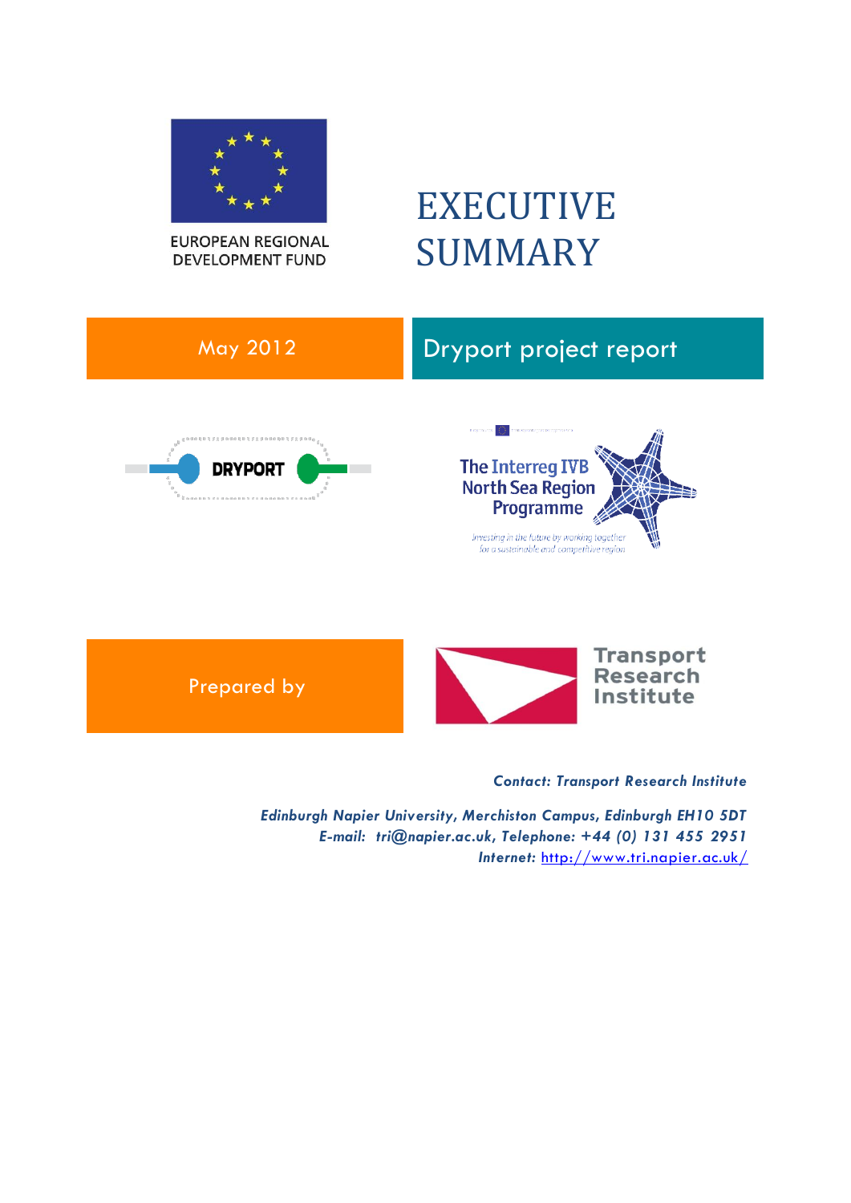EUROPEAN REGIONAL DEVELOPMENT FUND

# EXECUTIVE SUMMARY

May 2012

Dryport project report

DRYPORT

The Interreg IVB North Sea Region Programme

*Investing in the future by working together for a sustainable and competitive region*

Prepared by

Transport Research Institute

***Contact: Transport Research Institute***

***Edinburgh Napier University, Merchiston Campus, Edinburgh EH10 5DT***
***E-mail: tri@napier.ac.uk, Telephone: +44 (0) 131 455 2951***
***Internet:*** http://www.tri.napier.ac.uk/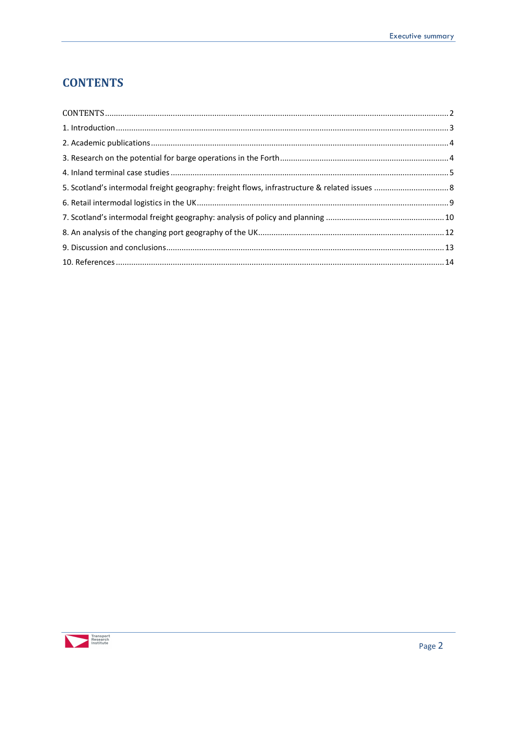# CONTENTS

CONTENTS ........................................................................................................................................... 2
1. Introduction ....................................................................................................................................... 3
2. Academic publications ....................................................................................................................... 4
3. Research on the potential for barge operations in the Forth ............................................................ 4
4. Inland terminal case studies .............................................................................................................. 5
5. Scotland's intermodal freight geography: freight flows, infrastructure & related issues .................. 8
6. Retail intermodal logistics in the UK .................................................................................................. 9
7. Scotland's intermodal freight geography: analysis of policy and planning ...................................... 10
8. An analysis of the changing port geography of the UK .................................................................... 12
9. Discussion and conclusions .............................................................................................................. 13
10. References ..................................................................................................................................... 14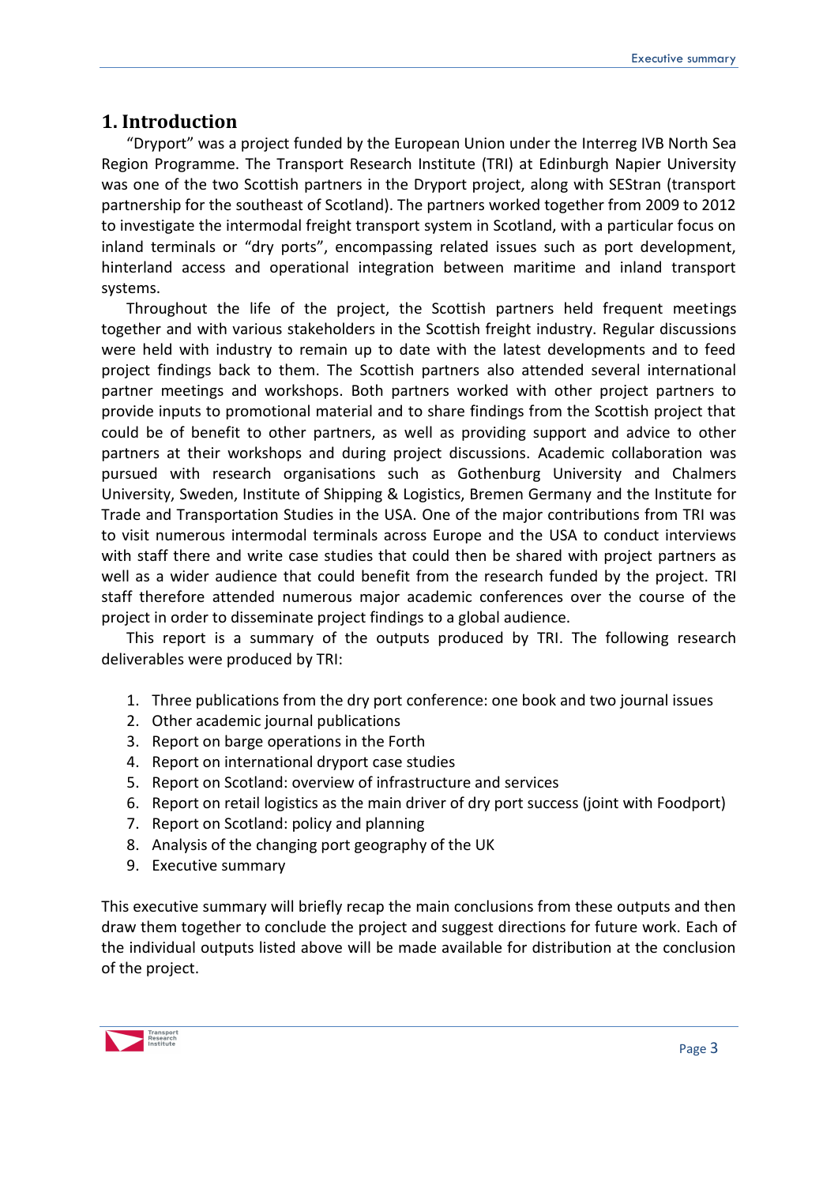# 1. Introduction

"Dryport" was a project funded by the European Union under the Interreg IVB North Sea Region Programme. The Transport Research Institute (TRI) at Edinburgh Napier University was one of the two Scottish partners in the Dryport project, along with SEStran (transport partnership for the southeast of Scotland). The partners worked together from 2009 to 2012 to investigate the intermodal freight transport system in Scotland, with a particular focus on inland terminals or "dry ports", encompassing related issues such as port development, hinterland access and operational integration between maritime and inland transport systems.

Throughout the life of the project, the Scottish partners held frequent meetings together and with various stakeholders in the Scottish freight industry. Regular discussions were held with industry to remain up to date with the latest developments and to feed project findings back to them. The Scottish partners also attended several international partner meetings and workshops. Both partners worked with other project partners to provide inputs to promotional material and to share findings from the Scottish project that could be of benefit to other partners, as well as providing support and advice to other partners at their workshops and during project discussions. Academic collaboration was pursued with research organisations such as Gothenburg University and Chalmers University, Sweden, Institute of Shipping & Logistics, Bremen Germany and the Institute for Trade and Transportation Studies in the USA. One of the major contributions from TRI was to visit numerous intermodal terminals across Europe and the USA to conduct interviews with staff there and write case studies that could then be shared with project partners as well as a wider audience that could benefit from the research funded by the project. TRI staff therefore attended numerous major academic conferences over the course of the project in order to disseminate project findings to a global audience.

This report is a summary of the outputs produced by TRI. The following research deliverables were produced by TRI:

1. Three publications from the dry port conference: one book and two journal issues
2. Other academic journal publications
3. Report on barge operations in the Forth
4. Report on international dryport case studies
5. Report on Scotland: overview of infrastructure and services
6. Report on retail logistics as the main driver of dry port success (joint with Foodport)
7. Report on Scotland: policy and planning
8. Analysis of the changing port geography of the UK
9. Executive summary

This executive summary will briefly recap the main conclusions from these outputs and then draw them together to conclude the project and suggest directions for future work. Each of the individual outputs listed above will be made available for distribution at the conclusion of the project.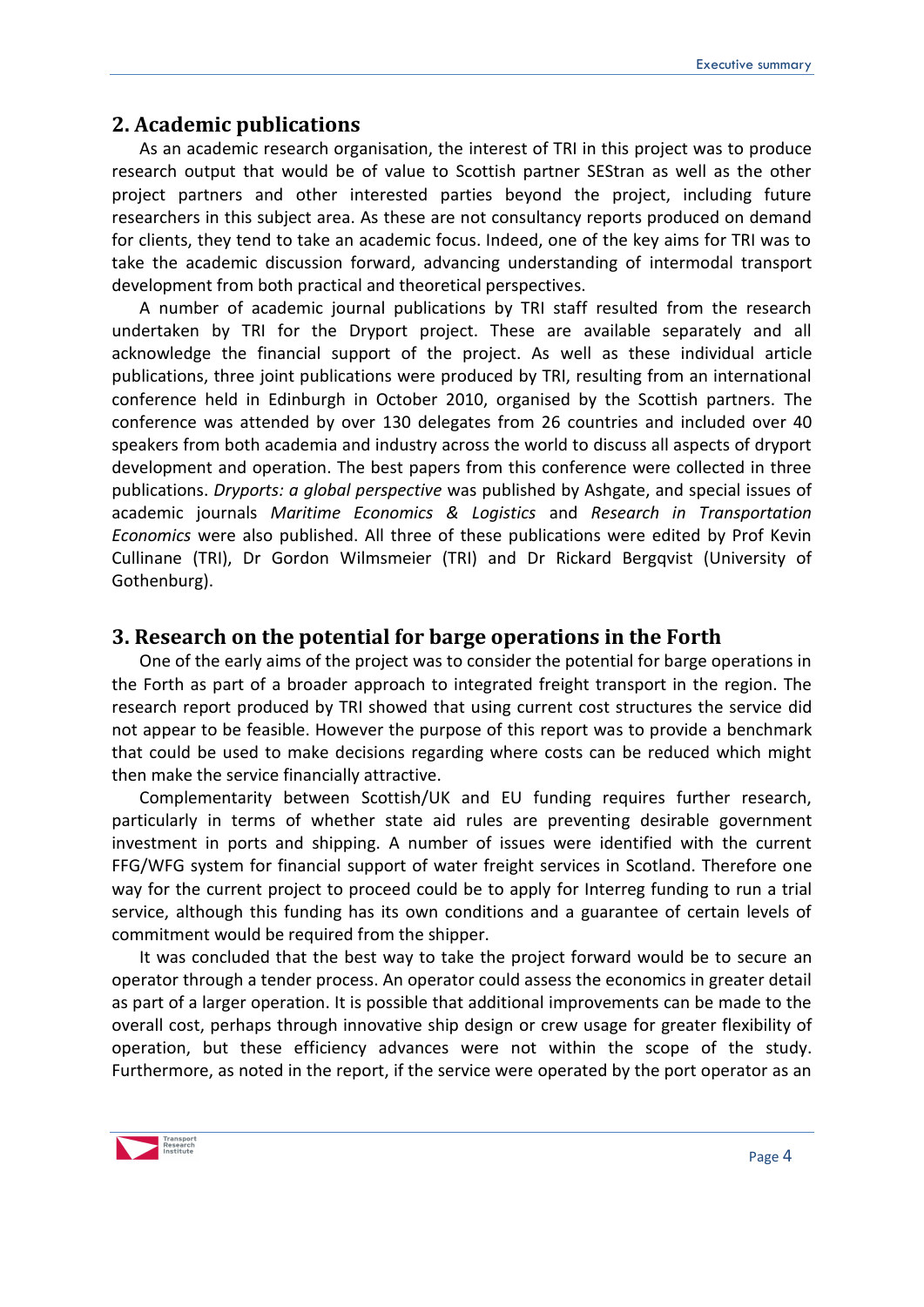## 2. Academic publications

As an academic research organisation, the interest of TRI in this project was to produce research output that would be of value to Scottish partner SEStran as well as the other project partners and other interested parties beyond the project, including future researchers in this subject area. As these are not consultancy reports produced on demand for clients, they tend to take an academic focus. Indeed, one of the key aims for TRI was to take the academic discussion forward, advancing understanding of intermodal transport development from both practical and theoretical perspectives.

A number of academic journal publications by TRI staff resulted from the research undertaken by TRI for the Dryport project. These are available separately and all acknowledge the financial support of the project. As well as these individual article publications, three joint publications were produced by TRI, resulting from an international conference held in Edinburgh in October 2010, organised by the Scottish partners. The conference was attended by over 130 delegates from 26 countries and included over 40 speakers from both academia and industry across the world to discuss all aspects of dryport development and operation. The best papers from this conference were collected in three publications. *Dryports: a global perspective* was published by Ashgate, and special issues of academic journals *Maritime Economics & Logistics* and *Research in Transportation Economics* were also published. All three of these publications were edited by Prof Kevin Cullinane (TRI), Dr Gordon Wilmsmeier (TRI) and Dr Rickard Bergqvist (University of Gothenburg).

## 3. Research on the potential for barge operations in the Forth

One of the early aims of the project was to consider the potential for barge operations in the Forth as part of a broader approach to integrated freight transport in the region. The research report produced by TRI showed that using current cost structures the service did not appear to be feasible. However the purpose of this report was to provide a benchmark that could be used to make decisions regarding where costs can be reduced which might then make the service financially attractive.

Complementarity between Scottish/UK and EU funding requires further research, particularly in terms of whether state aid rules are preventing desirable government investment in ports and shipping. A number of issues were identified with the current FFG/WFG system for financial support of water freight services in Scotland. Therefore one way for the current project to proceed could be to apply for Interreg funding to run a trial service, although this funding has its own conditions and a guarantee of certain levels of commitment would be required from the shipper.

It was concluded that the best way to take the project forward would be to secure an operator through a tender process. An operator could assess the economics in greater detail as part of a larger operation. It is possible that additional improvements can be made to the overall cost, perhaps through innovative ship design or crew usage for greater flexibility of operation, but these efficiency advances were not within the scope of the study. Furthermore, as noted in the report, if the service were operated by the port operator as an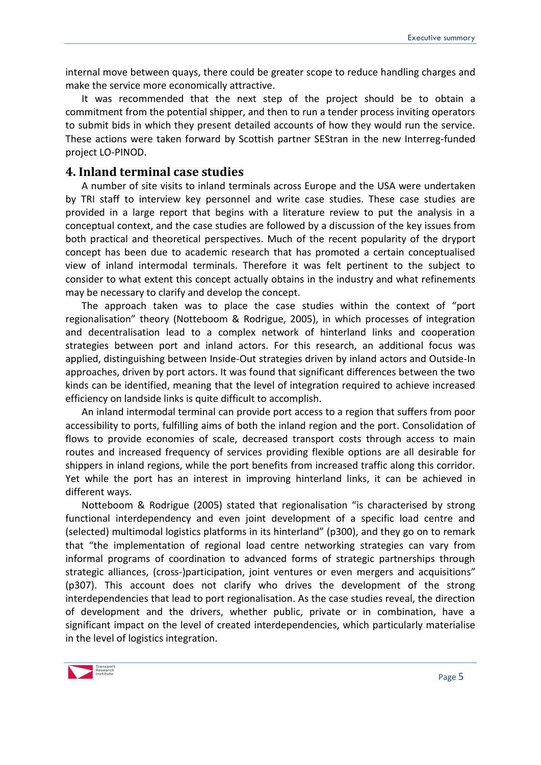internal move between quays, there could be greater scope to reduce handling charges and make the service more economically attractive.

It was recommended that the next step of the project should be to obtain a commitment from the potential shipper, and then to run a tender process inviting operators to submit bids in which they present detailed accounts of how they would run the service. These actions were taken forward by Scottish partner SEStran in the new Interreg-funded project LO-PINOD.

## 4. Inland terminal case studies

A number of site visits to inland terminals across Europe and the USA were undertaken by TRI staff to interview key personnel and write case studies. These case studies are provided in a large report that begins with a literature review to put the analysis in a conceptual context, and the case studies are followed by a discussion of the key issues from both practical and theoretical perspectives. Much of the recent popularity of the dryport concept has been due to academic research that has promoted a certain conceptualised view of inland intermodal terminals. Therefore it was felt pertinent to the subject to consider to what extent this concept actually obtains in the industry and what refinements may be necessary to clarify and develop the concept.

The approach taken was to place the case studies within the context of "port regionalisation" theory (Notteboom & Rodrigue, 2005), in which processes of integration and decentralisation lead to a complex network of hinterland links and cooperation strategies between port and inland actors. For this research, an additional focus was applied, distinguishing between Inside-Out strategies driven by inland actors and Outside-In approaches, driven by port actors. It was found that significant differences between the two kinds can be identified, meaning that the level of integration required to achieve increased efficiency on landside links is quite difficult to accomplish.

An inland intermodal terminal can provide port access to a region that suffers from poor accessibility to ports, fulfilling aims of both the inland region and the port. Consolidation of flows to provide economies of scale, decreased transport costs through access to main routes and increased frequency of services providing flexible options are all desirable for shippers in inland regions, while the port benefits from increased traffic along this corridor. Yet while the port has an interest in improving hinterland links, it can be achieved in different ways.

Notteboom & Rodrigue (2005) stated that regionalisation "is characterised by strong functional interdependency and even joint development of a specific load centre and (selected) multimodal logistics platforms in its hinterland" (p300), and they go on to remark that "the implementation of regional load centre networking strategies can vary from informal programs of coordination to advanced forms of strategic partnerships through strategic alliances, (cross-)participation, joint ventures or even mergers and acquisitions" (p307). This account does not clarify who drives the development of the strong interdependencies that lead to port regionalisation. As the case studies reveal, the direction of development and the drivers, whether public, private or in combination, have a significant impact on the level of created interdependencies, which particularly materialise in the level of logistics integration.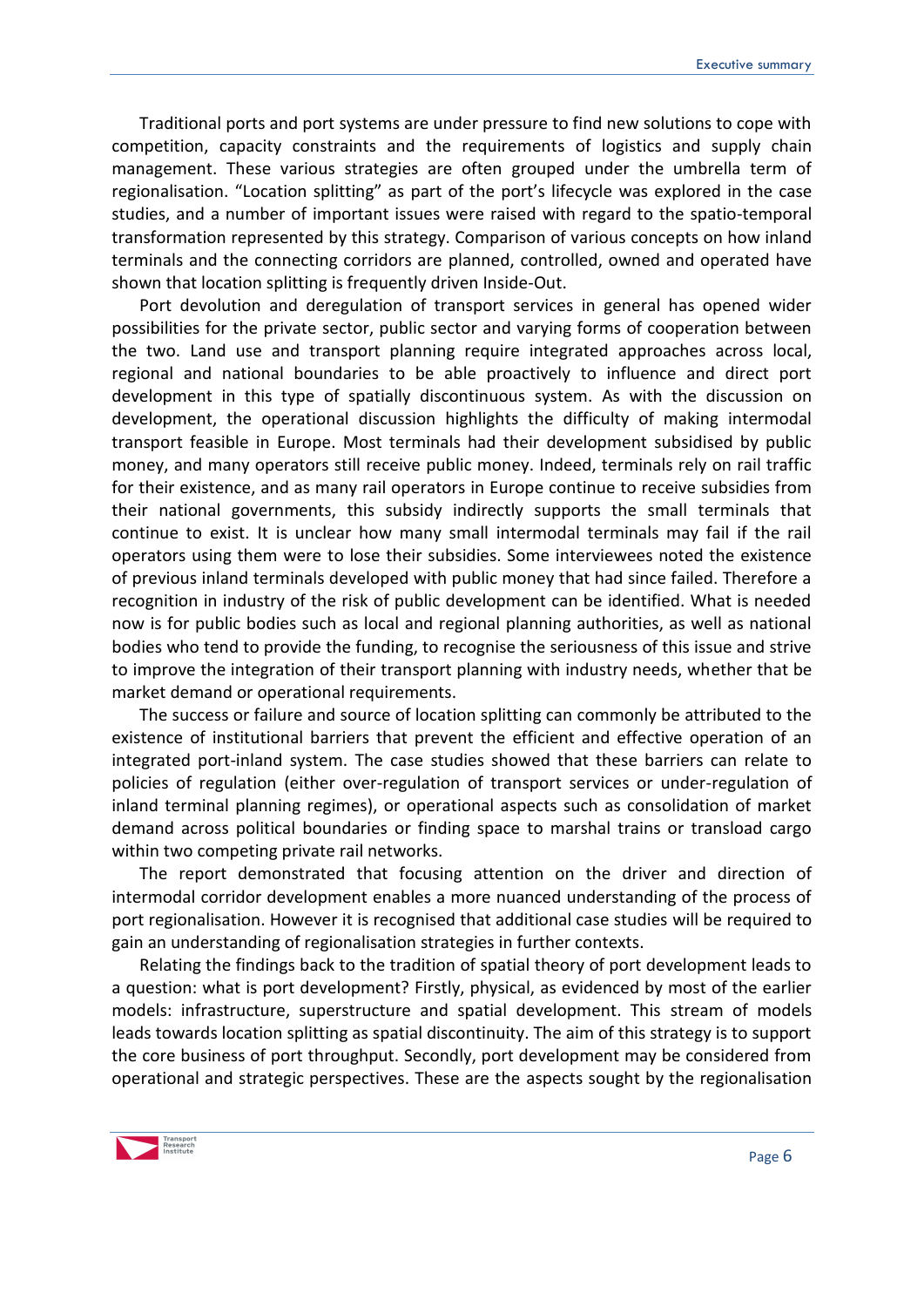Traditional ports and port systems are under pressure to find new solutions to cope with competition, capacity constraints and the requirements of logistics and supply chain management. These various strategies are often grouped under the umbrella term of regionalisation. "Location splitting" as part of the port's lifecycle was explored in the case studies, and a number of important issues were raised with regard to the spatio-temporal transformation represented by this strategy. Comparison of various concepts on how inland terminals and the connecting corridors are planned, controlled, owned and operated have shown that location splitting is frequently driven Inside-Out.

Port devolution and deregulation of transport services in general has opened wider possibilities for the private sector, public sector and varying forms of cooperation between the two. Land use and transport planning require integrated approaches across local, regional and national boundaries to be able proactively to influence and direct port development in this type of spatially discontinuous system. As with the discussion on development, the operational discussion highlights the difficulty of making intermodal transport feasible in Europe. Most terminals had their development subsidised by public money, and many operators still receive public money. Indeed, terminals rely on rail traffic for their existence, and as many rail operators in Europe continue to receive subsidies from their national governments, this subsidy indirectly supports the small terminals that continue to exist. It is unclear how many small intermodal terminals may fail if the rail operators using them were to lose their subsidies. Some interviewees noted the existence of previous inland terminals developed with public money that had since failed. Therefore a recognition in industry of the risk of public development can be identified. What is needed now is for public bodies such as local and regional planning authorities, as well as national bodies who tend to provide the funding, to recognise the seriousness of this issue and strive to improve the integration of their transport planning with industry needs, whether that be market demand or operational requirements.

The success or failure and source of location splitting can commonly be attributed to the existence of institutional barriers that prevent the efficient and effective operation of an integrated port-inland system. The case studies showed that these barriers can relate to policies of regulation (either over-regulation of transport services or under-regulation of inland terminal planning regimes), or operational aspects such as consolidation of market demand across political boundaries or finding space to marshal trains or transload cargo within two competing private rail networks.

The report demonstrated that focusing attention on the driver and direction of intermodal corridor development enables a more nuanced understanding of the process of port regionalisation. However it is recognised that additional case studies will be required to gain an understanding of regionalisation strategies in further contexts.

Relating the findings back to the tradition of spatial theory of port development leads to a question: what is port development? Firstly, physical, as evidenced by most of the earlier models: infrastructure, superstructure and spatial development. This stream of models leads towards location splitting as spatial discontinuity. The aim of this strategy is to support the core business of port throughput. Secondly, port development may be considered from operational and strategic perspectives. These are the aspects sought by the regionalisation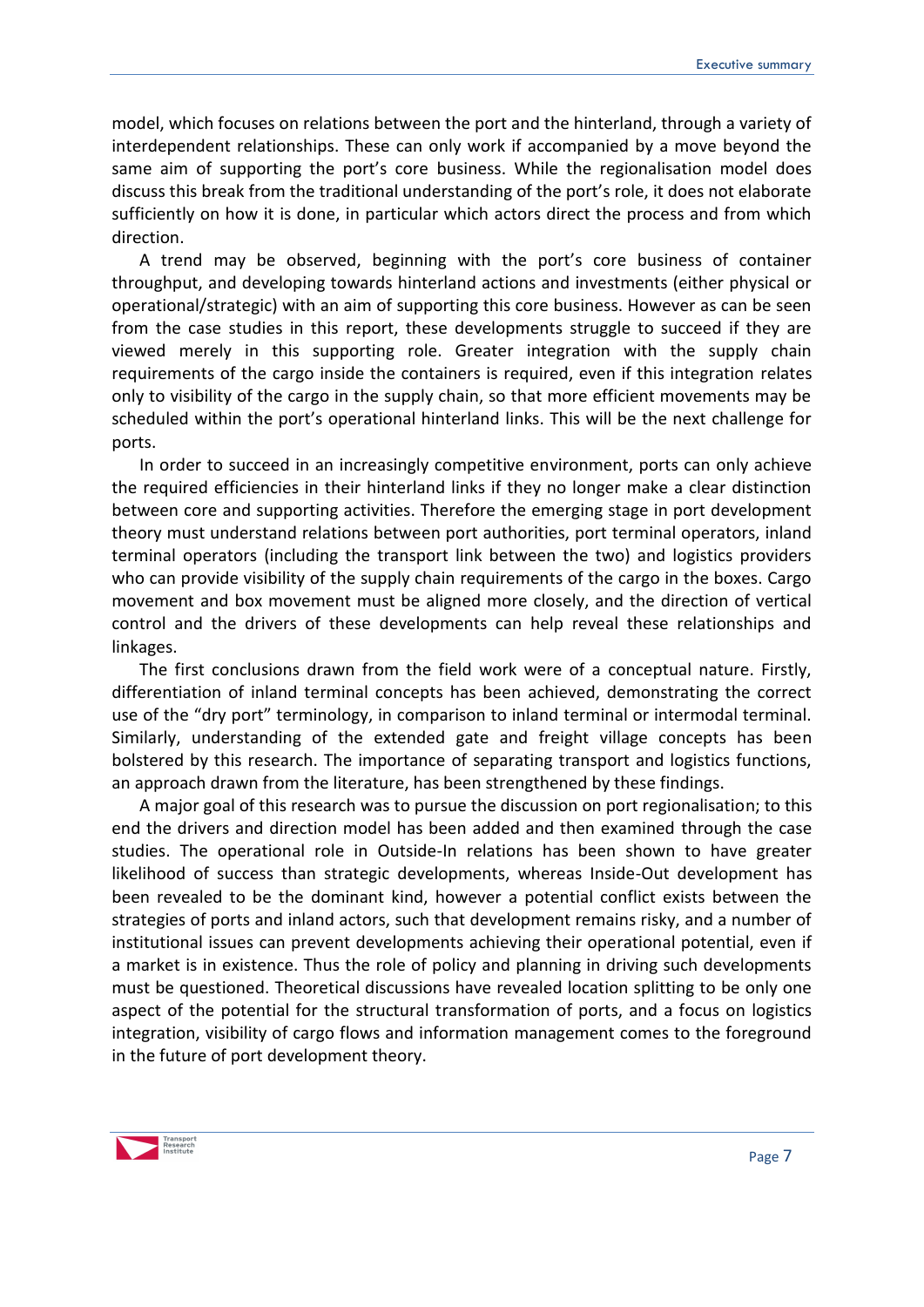model, which focuses on relations between the port and the hinterland, through a variety of interdependent relationships. These can only work if accompanied by a move beyond the same aim of supporting the port's core business. While the regionalisation model does discuss this break from the traditional understanding of the port's role, it does not elaborate sufficiently on how it is done, in particular which actors direct the process and from which direction.

A trend may be observed, beginning with the port's core business of container throughput, and developing towards hinterland actions and investments (either physical or operational/strategic) with an aim of supporting this core business. However as can be seen from the case studies in this report, these developments struggle to succeed if they are viewed merely in this supporting role. Greater integration with the supply chain requirements of the cargo inside the containers is required, even if this integration relates only to visibility of the cargo in the supply chain, so that more efficient movements may be scheduled within the port's operational hinterland links. This will be the next challenge for ports.

In order to succeed in an increasingly competitive environment, ports can only achieve the required efficiencies in their hinterland links if they no longer make a clear distinction between core and supporting activities. Therefore the emerging stage in port development theory must understand relations between port authorities, port terminal operators, inland terminal operators (including the transport link between the two) and logistics providers who can provide visibility of the supply chain requirements of the cargo in the boxes. Cargo movement and box movement must be aligned more closely, and the direction of vertical control and the drivers of these developments can help reveal these relationships and linkages.

The first conclusions drawn from the field work were of a conceptual nature. Firstly, differentiation of inland terminal concepts has been achieved, demonstrating the correct use of the "dry port" terminology, in comparison to inland terminal or intermodal terminal. Similarly, understanding of the extended gate and freight village concepts has been bolstered by this research. The importance of separating transport and logistics functions, an approach drawn from the literature, has been strengthened by these findings.

A major goal of this research was to pursue the discussion on port regionalisation; to this end the drivers and direction model has been added and then examined through the case studies. The operational role in Outside-In relations has been shown to have greater likelihood of success than strategic developments, whereas Inside-Out development has been revealed to be the dominant kind, however a potential conflict exists between the strategies of ports and inland actors, such that development remains risky, and a number of institutional issues can prevent developments achieving their operational potential, even if a market is in existence. Thus the role of policy and planning in driving such developments must be questioned. Theoretical discussions have revealed location splitting to be only one aspect of the potential for the structural transformation of ports, and a focus on logistics integration, visibility of cargo flows and information management comes to the foreground in the future of port development theory.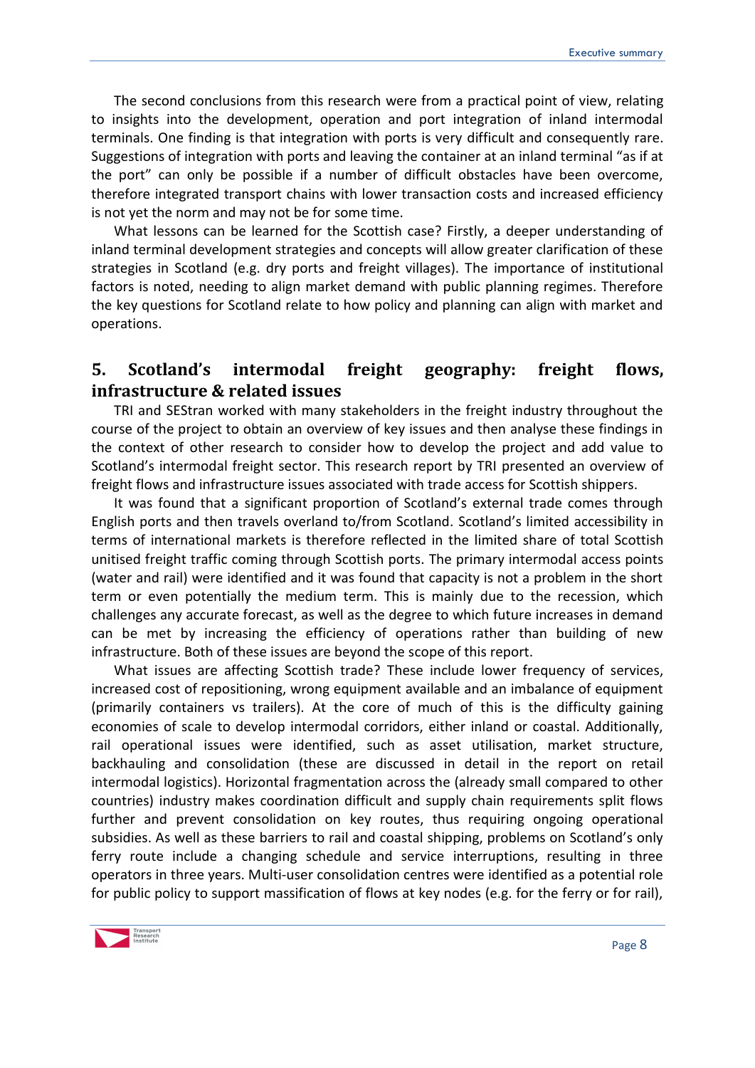The second conclusions from this research were from a practical point of view, relating to insights into the development, operation and port integration of inland intermodal terminals. One finding is that integration with ports is very difficult and consequently rare. Suggestions of integration with ports and leaving the container at an inland terminal "as if at the port" can only be possible if a number of difficult obstacles have been overcome, therefore integrated transport chains with lower transaction costs and increased efficiency is not yet the norm and may not be for some time.

What lessons can be learned for the Scottish case? Firstly, a deeper understanding of inland terminal development strategies and concepts will allow greater clarification of these strategies in Scotland (e.g. dry ports and freight villages). The importance of institutional factors is noted, needing to align market demand with public planning regimes. Therefore the key questions for Scotland relate to how policy and planning can align with market and operations.

## 5. Scotland's intermodal freight geography: freight flows, infrastructure & related issues

TRI and SEStran worked with many stakeholders in the freight industry throughout the course of the project to obtain an overview of key issues and then analyse these findings in the context of other research to consider how to develop the project and add value to Scotland's intermodal freight sector. This research report by TRI presented an overview of freight flows and infrastructure issues associated with trade access for Scottish shippers.

It was found that a significant proportion of Scotland's external trade comes through English ports and then travels overland to/from Scotland. Scotland's limited accessibility in terms of international markets is therefore reflected in the limited share of total Scottish unitised freight traffic coming through Scottish ports. The primary intermodal access points (water and rail) were identified and it was found that capacity is not a problem in the short term or even potentially the medium term. This is mainly due to the recession, which challenges any accurate forecast, as well as the degree to which future increases in demand can be met by increasing the efficiency of operations rather than building of new infrastructure. Both of these issues are beyond the scope of this report.

What issues are affecting Scottish trade? These include lower frequency of services, increased cost of repositioning, wrong equipment available and an imbalance of equipment (primarily containers vs trailers). At the core of much of this is the difficulty gaining economies of scale to develop intermodal corridors, either inland or coastal. Additionally, rail operational issues were identified, such as asset utilisation, market structure, backhauling and consolidation (these are discussed in detail in the report on retail intermodal logistics). Horizontal fragmentation across the (already small compared to other countries) industry makes coordination difficult and supply chain requirements split flows further and prevent consolidation on key routes, thus requiring ongoing operational subsidies. As well as these barriers to rail and coastal shipping, problems on Scotland's only ferry route include a changing schedule and service interruptions, resulting in three operators in three years. Multi-user consolidation centres were identified as a potential role for public policy to support massification of flows at key nodes (e.g. for the ferry or for rail),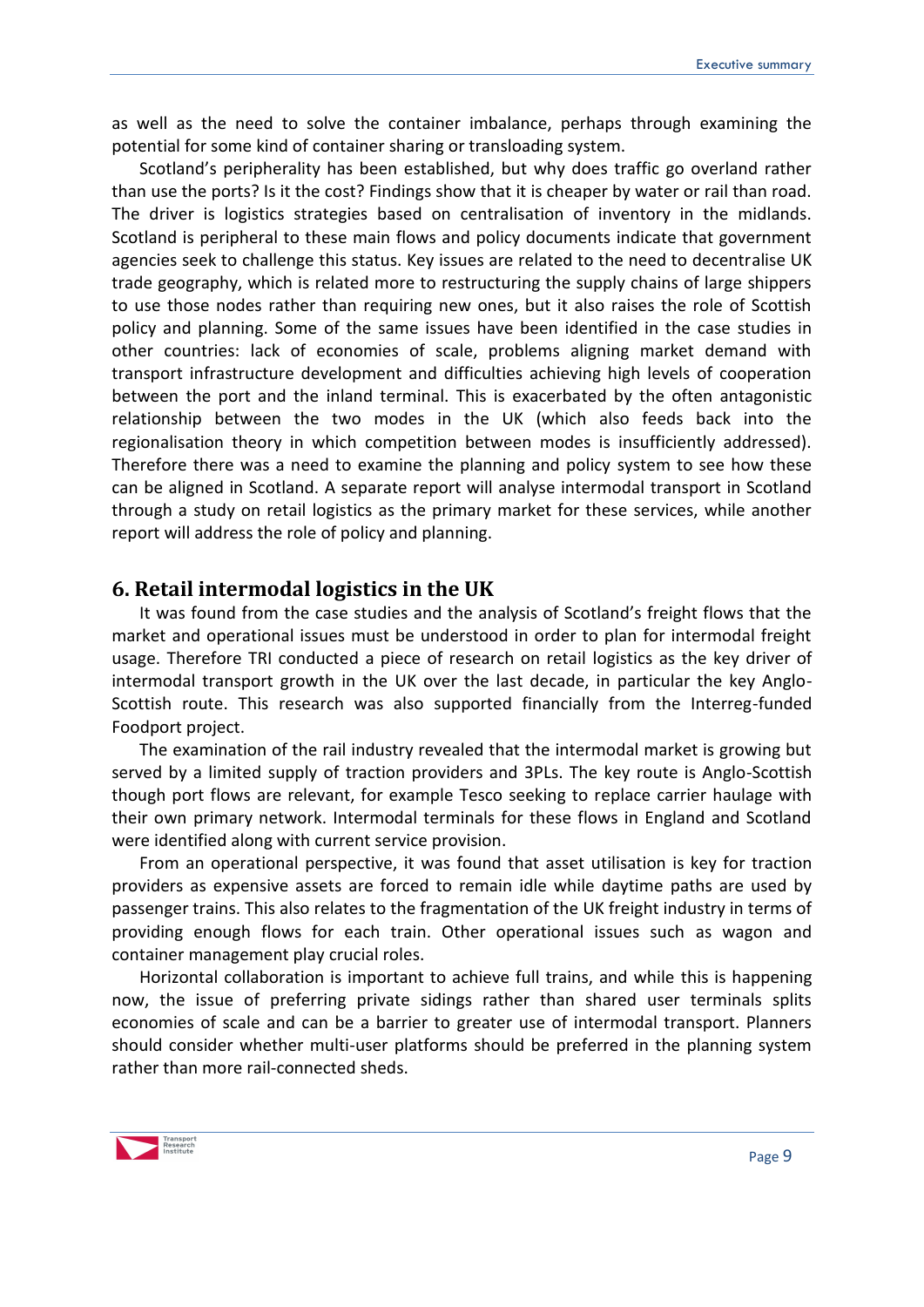as well as the need to solve the container imbalance, perhaps through examining the potential for some kind of container sharing or transloading system.

Scotland's peripherality has been established, but why does traffic go overland rather than use the ports? Is it the cost? Findings show that it is cheaper by water or rail than road. The driver is logistics strategies based on centralisation of inventory in the midlands. Scotland is peripheral to these main flows and policy documents indicate that government agencies seek to challenge this status. Key issues are related to the need to decentralise UK trade geography, which is related more to restructuring the supply chains of large shippers to use those nodes rather than requiring new ones, but it also raises the role of Scottish policy and planning. Some of the same issues have been identified in the case studies in other countries: lack of economies of scale, problems aligning market demand with transport infrastructure development and difficulties achieving high levels of cooperation between the port and the inland terminal. This is exacerbated by the often antagonistic relationship between the two modes in the UK (which also feeds back into the regionalisation theory in which competition between modes is insufficiently addressed). Therefore there was a need to examine the planning and policy system to see how these can be aligned in Scotland. A separate report will analyse intermodal transport in Scotland through a study on retail logistics as the primary market for these services, while another report will address the role of policy and planning.

## 6. Retail intermodal logistics in the UK

It was found from the case studies and the analysis of Scotland's freight flows that the market and operational issues must be understood in order to plan for intermodal freight usage. Therefore TRI conducted a piece of research on retail logistics as the key driver of intermodal transport growth in the UK over the last decade, in particular the key Anglo-Scottish route. This research was also supported financially from the Interreg-funded Foodport project.

The examination of the rail industry revealed that the intermodal market is growing but served by a limited supply of traction providers and 3PLs. The key route is Anglo-Scottish though port flows are relevant, for example Tesco seeking to replace carrier haulage with their own primary network. Intermodal terminals for these flows in England and Scotland were identified along with current service provision.

From an operational perspective, it was found that asset utilisation is key for traction providers as expensive assets are forced to remain idle while daytime paths are used by passenger trains. This also relates to the fragmentation of the UK freight industry in terms of providing enough flows for each train. Other operational issues such as wagon and container management play crucial roles.

Horizontal collaboration is important to achieve full trains, and while this is happening now, the issue of preferring private sidings rather than shared user terminals splits economies of scale and can be a barrier to greater use of intermodal transport. Planners should consider whether multi-user platforms should be preferred in the planning system rather than more rail-connected sheds.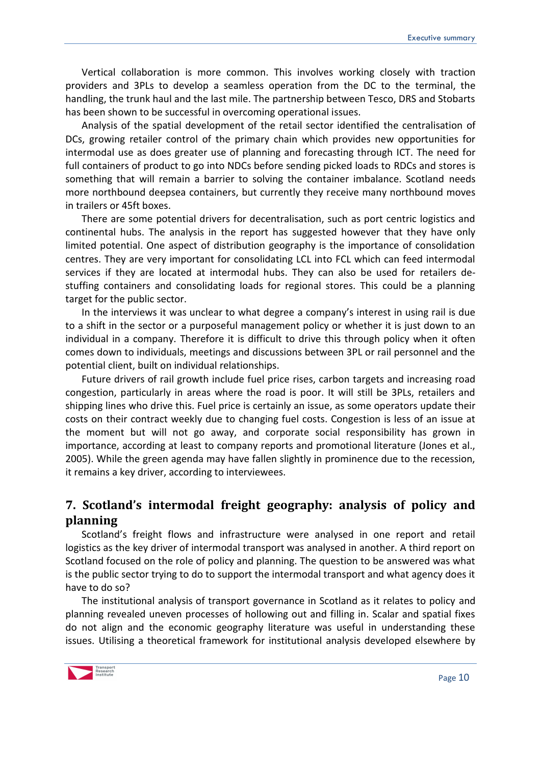Vertical collaboration is more common. This involves working closely with traction providers and 3PLs to develop a seamless operation from the DC to the terminal, the handling, the trunk haul and the last mile. The partnership between Tesco, DRS and Stobarts has been shown to be successful in overcoming operational issues.

Analysis of the spatial development of the retail sector identified the centralisation of DCs, growing retailer control of the primary chain which provides new opportunities for intermodal use as does greater use of planning and forecasting through ICT. The need for full containers of product to go into NDCs before sending picked loads to RDCs and stores is something that will remain a barrier to solving the container imbalance. Scotland needs more northbound deepsea containers, but currently they receive many northbound moves in trailers or 45ft boxes.

There are some potential drivers for decentralisation, such as port centric logistics and continental hubs. The analysis in the report has suggested however that they have only limited potential. One aspect of distribution geography is the importance of consolidation centres. They are very important for consolidating LCL into FCL which can feed intermodal services if they are located at intermodal hubs. They can also be used for retailers de-stuffing containers and consolidating loads for regional stores. This could be a planning target for the public sector.

In the interviews it was unclear to what degree a company's interest in using rail is due to a shift in the sector or a purposeful management policy or whether it is just down to an individual in a company. Therefore it is difficult to drive this through policy when it often comes down to individuals, meetings and discussions between 3PL or rail personnel and the potential client, built on individual relationships.

Future drivers of rail growth include fuel price rises, carbon targets and increasing road congestion, particularly in areas where the road is poor. It will still be 3PLs, retailers and shipping lines who drive this. Fuel price is certainly an issue, as some operators update their costs on their contract weekly due to changing fuel costs. Congestion is less of an issue at the moment but will not go away, and corporate social responsibility has grown in importance, according at least to company reports and promotional literature (Jones et al., 2005). While the green agenda may have fallen slightly in prominence due to the recession, it remains a key driver, according to interviewees.

## 7. Scotland's intermodal freight geography: analysis of policy and planning

Scotland's freight flows and infrastructure were analysed in one report and retail logistics as the key driver of intermodal transport was analysed in another. A third report on Scotland focused on the role of policy and planning. The question to be answered was what is the public sector trying to do to support the intermodal transport and what agency does it have to do so?

The institutional analysis of transport governance in Scotland as it relates to policy and planning revealed uneven processes of hollowing out and filling in. Scalar and spatial fixes do not align and the economic geography literature was useful in understanding these issues. Utilising a theoretical framework for institutional analysis developed elsewhere by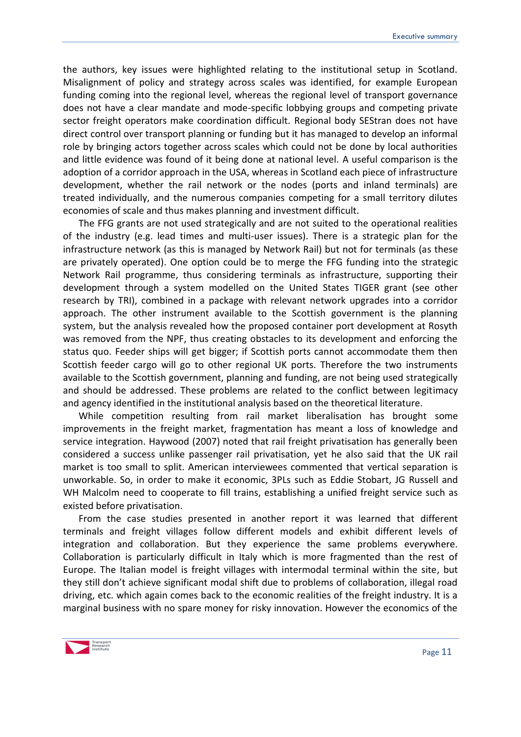the authors, key issues were highlighted relating to the institutional setup in Scotland. Misalignment of policy and strategy across scales was identified, for example European funding coming into the regional level, whereas the regional level of transport governance does not have a clear mandate and mode-specific lobbying groups and competing private sector freight operators make coordination difficult. Regional body SEStran does not have direct control over transport planning or funding but it has managed to develop an informal role by bringing actors together across scales which could not be done by local authorities and little evidence was found of it being done at national level. A useful comparison is the adoption of a corridor approach in the USA, whereas in Scotland each piece of infrastructure development, whether the rail network or the nodes (ports and inland terminals) are treated individually, and the numerous companies competing for a small territory dilutes economies of scale and thus makes planning and investment difficult.

The FFG grants are not used strategically and are not suited to the operational realities of the industry (e.g. lead times and multi-user issues). There is a strategic plan for the infrastructure network (as this is managed by Network Rail) but not for terminals (as these are privately operated). One option could be to merge the FFG funding into the strategic Network Rail programme, thus considering terminals as infrastructure, supporting their development through a system modelled on the United States TIGER grant (see other research by TRI), combined in a package with relevant network upgrades into a corridor approach. The other instrument available to the Scottish government is the planning system, but the analysis revealed how the proposed container port development at Rosyth was removed from the NPF, thus creating obstacles to its development and enforcing the status quo. Feeder ships will get bigger; if Scottish ports cannot accommodate them then Scottish feeder cargo will go to other regional UK ports. Therefore the two instruments available to the Scottish government, planning and funding, are not being used strategically and should be addressed. These problems are related to the conflict between legitimacy and agency identified in the institutional analysis based on the theoretical literature.

While competition resulting from rail market liberalisation has brought some improvements in the freight market, fragmentation has meant a loss of knowledge and service integration. Haywood (2007) noted that rail freight privatisation has generally been considered a success unlike passenger rail privatisation, yet he also said that the UK rail market is too small to split. American interviewees commented that vertical separation is unworkable. So, in order to make it economic, 3PLs such as Eddie Stobart, JG Russell and WH Malcolm need to cooperate to fill trains, establishing a unified freight service such as existed before privatisation.

From the case studies presented in another report it was learned that different terminals and freight villages follow different models and exhibit different levels of integration and collaboration. But they experience the same problems everywhere. Collaboration is particularly difficult in Italy which is more fragmented than the rest of Europe. The Italian model is freight villages with intermodal terminal within the site, but they still don't achieve significant modal shift due to problems of collaboration, illegal road driving, etc. which again comes back to the economic realities of the freight industry. It is a marginal business with no spare money for risky innovation. However the economics of the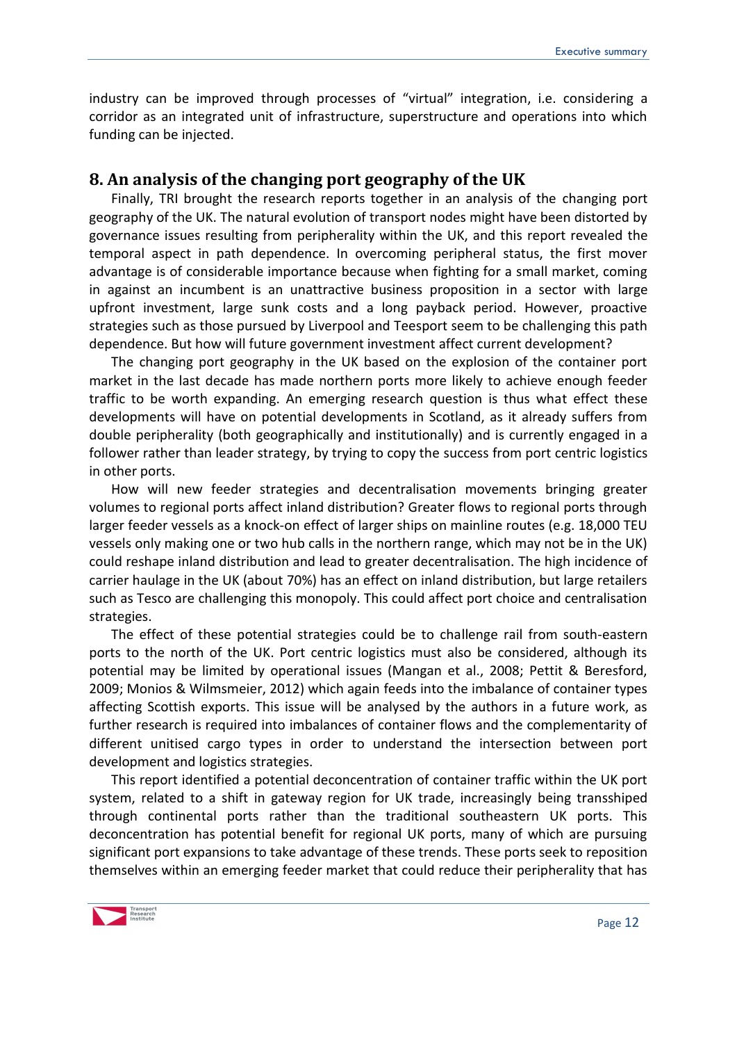industry can be improved through processes of "virtual" integration, i.e. considering a corridor as an integrated unit of infrastructure, superstructure and operations into which funding can be injected.

## 8. An analysis of the changing port geography of the UK

Finally, TRI brought the research reports together in an analysis of the changing port geography of the UK. The natural evolution of transport nodes might have been distorted by governance issues resulting from peripherality within the UK, and this report revealed the temporal aspect in path dependence. In overcoming peripheral status, the first mover advantage is of considerable importance because when fighting for a small market, coming in against an incumbent is an unattractive business proposition in a sector with large upfront investment, large sunk costs and a long payback period. However, proactive strategies such as those pursued by Liverpool and Teesport seem to be challenging this path dependence. But how will future government investment affect current development?

The changing port geography in the UK based on the explosion of the container port market in the last decade has made northern ports more likely to achieve enough feeder traffic to be worth expanding. An emerging research question is thus what effect these developments will have on potential developments in Scotland, as it already suffers from double peripherality (both geographically and institutionally) and is currently engaged in a follower rather than leader strategy, by trying to copy the success from port centric logistics in other ports.

How will new feeder strategies and decentralisation movements bringing greater volumes to regional ports affect inland distribution? Greater flows to regional ports through larger feeder vessels as a knock-on effect of larger ships on mainline routes (e.g. 18,000 TEU vessels only making one or two hub calls in the northern range, which may not be in the UK) could reshape inland distribution and lead to greater decentralisation. The high incidence of carrier haulage in the UK (about 70%) has an effect on inland distribution, but large retailers such as Tesco are challenging this monopoly. This could affect port choice and centralisation strategies.

The effect of these potential strategies could be to challenge rail from south-eastern ports to the north of the UK. Port centric logistics must also be considered, although its potential may be limited by operational issues (Mangan et al., 2008; Pettit & Beresford, 2009; Monios & Wilmsmeier, 2012) which again feeds into the imbalance of container types affecting Scottish exports. This issue will be analysed by the authors in a future work, as further research is required into imbalances of container flows and the complementarity of different unitised cargo types in order to understand the intersection between port development and logistics strategies.

This report identified a potential deconcentration of container traffic within the UK port system, related to a shift in gateway region for UK trade, increasingly being transshiped through continental ports rather than the traditional southeastern UK ports. This deconcentration has potential benefit for regional UK ports, many of which are pursuing significant port expansions to take advantage of these trends. These ports seek to reposition themselves within an emerging feeder market that could reduce their peripherality that has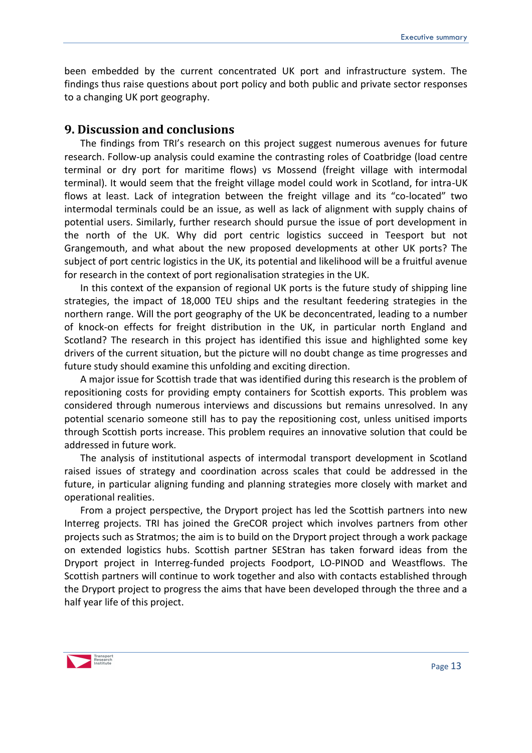been embedded by the current concentrated UK port and infrastructure system. The findings thus raise questions about port policy and both public and private sector responses to a changing UK port geography.

## 9. Discussion and conclusions

The findings from TRI's research on this project suggest numerous avenues for future research. Follow-up analysis could examine the contrasting roles of Coatbridge (load centre terminal or dry port for maritime flows) vs Mossend (freight village with intermodal terminal). It would seem that the freight village model could work in Scotland, for intra-UK flows at least. Lack of integration between the freight village and its "co-located" two intermodal terminals could be an issue, as well as lack of alignment with supply chains of potential users. Similarly, further research should pursue the issue of port development in the north of the UK. Why did port centric logistics succeed in Teesport but not Grangemouth, and what about the new proposed developments at other UK ports? The subject of port centric logistics in the UK, its potential and likelihood will be a fruitful avenue for research in the context of port regionalisation strategies in the UK.

In this context of the expansion of regional UK ports is the future study of shipping line strategies, the impact of 18,000 TEU ships and the resultant feedering strategies in the northern range. Will the port geography of the UK be deconcentrated, leading to a number of knock-on effects for freight distribution in the UK, in particular north England and Scotland? The research in this project has identified this issue and highlighted some key drivers of the current situation, but the picture will no doubt change as time progresses and future study should examine this unfolding and exciting direction.

A major issue for Scottish trade that was identified during this research is the problem of repositioning costs for providing empty containers for Scottish exports. This problem was considered through numerous interviews and discussions but remains unresolved. In any potential scenario someone still has to pay the repositioning cost, unless unitised imports through Scottish ports increase. This problem requires an innovative solution that could be addressed in future work.

The analysis of institutional aspects of intermodal transport development in Scotland raised issues of strategy and coordination across scales that could be addressed in the future, in particular aligning funding and planning strategies more closely with market and operational realities.

From a project perspective, the Dryport project has led the Scottish partners into new Interreg projects. TRI has joined the GreCOR project which involves partners from other projects such as Stratmos; the aim is to build on the Dryport project through a work package on extended logistics hubs. Scottish partner SEStran has taken forward ideas from the Dryport project in Interreg-funded projects Foodport, LO-PINOD and Weastflows. The Scottish partners will continue to work together and also with contacts established through the Dryport project to progress the aims that have been developed through the three and a half year life of this project.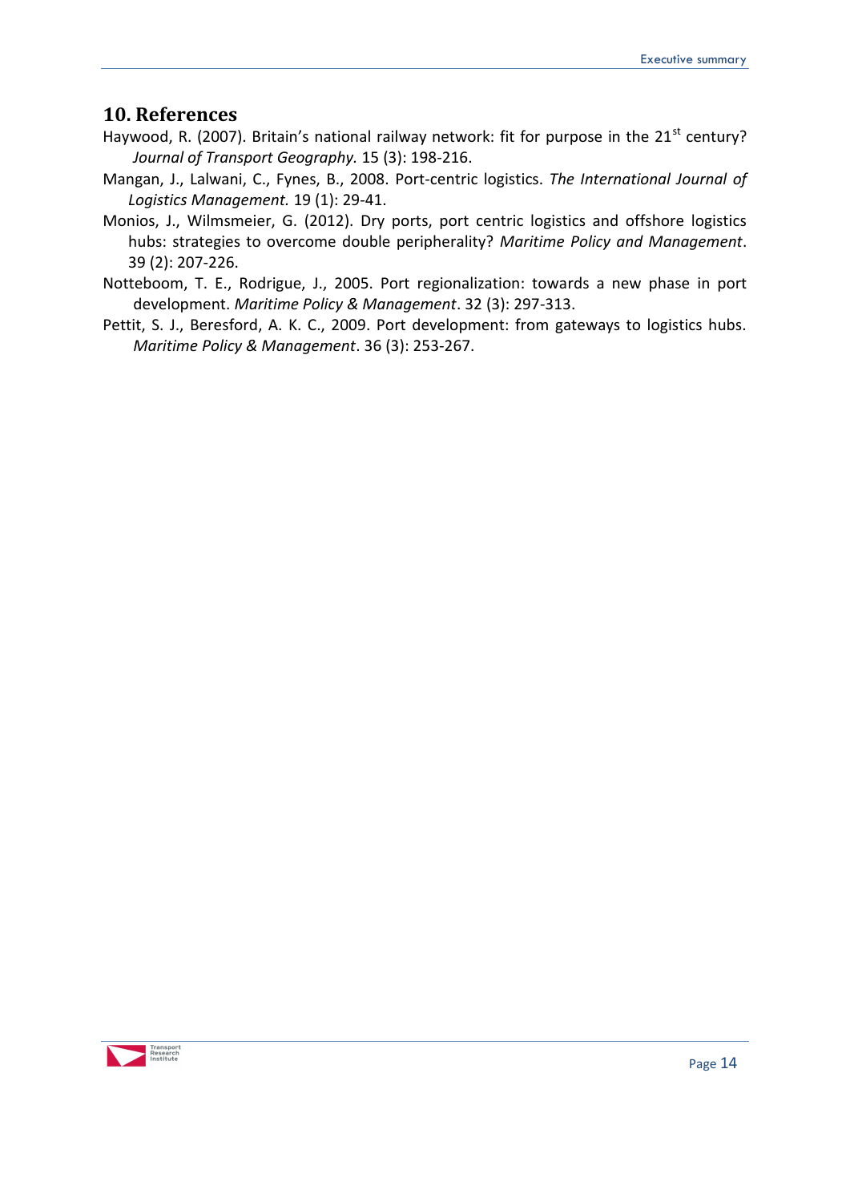## 10. References

Haywood, R. (2007). Britain's national railway network: fit for purpose in the 21st century? *Journal of Transport Geography.* 15 (3): 198-216.

Mangan, J., Lalwani, C., Fynes, B., 2008. Port-centric logistics. *The International Journal of Logistics Management.* 19 (1): 29-41.

Monios, J., Wilmsmeier, G. (2012). Dry ports, port centric logistics and offshore logistics hubs: strategies to overcome double peripherality? *Maritime Policy and Management*. 39 (2): 207-226.

Notteboom, T. E., Rodrigue, J., 2005. Port regionalization: towards a new phase in port development. *Maritime Policy & Management*. 32 (3): 297-313.

Pettit, S. J., Beresford, A. K. C., 2009. Port development: from gateways to logistics hubs. *Maritime Policy & Management*. 36 (3): 253-267.